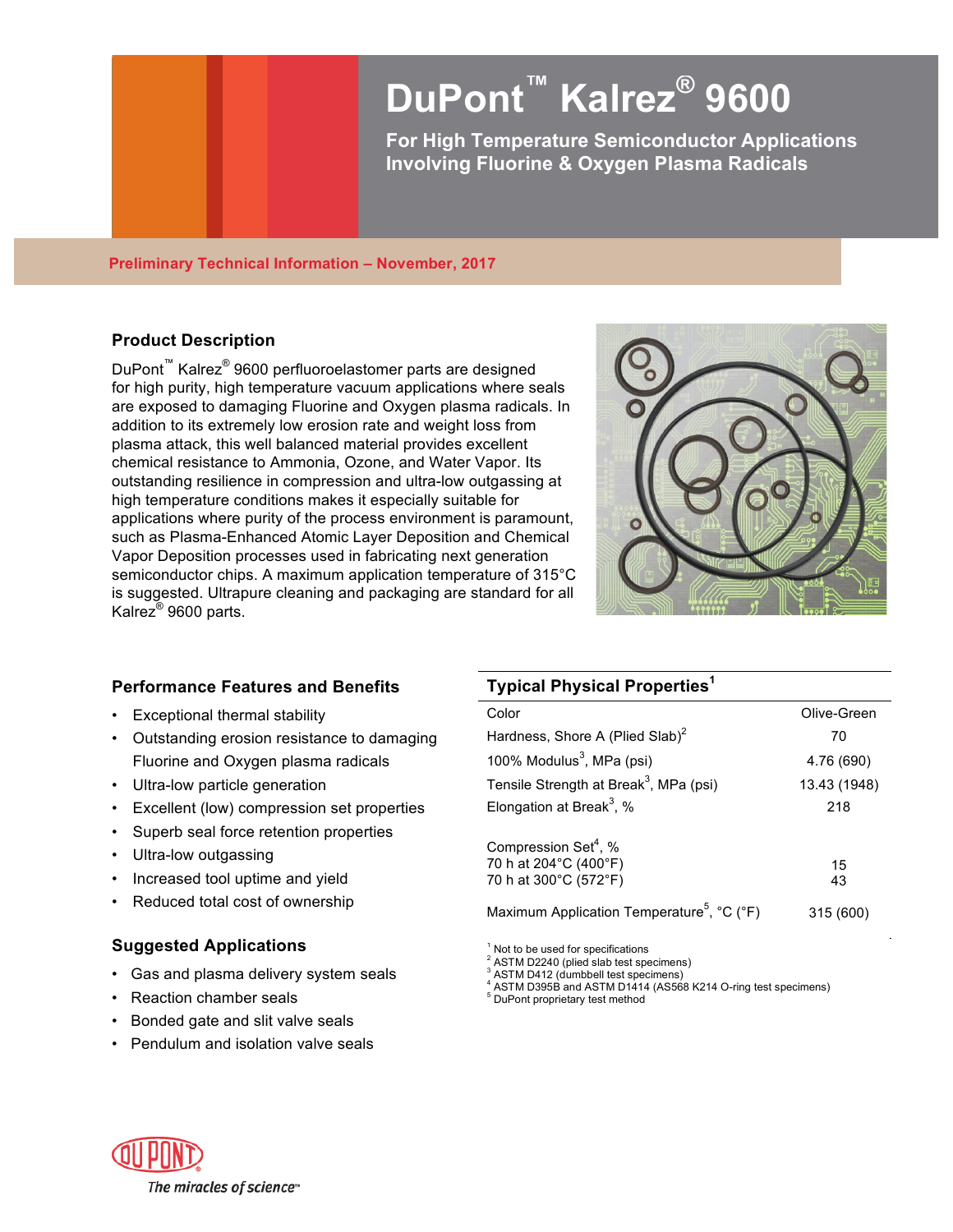# DuPont™ Kalrez® 9600

## For High Temperature Semiconductor Applications Involving Fluorine & Oxygen Plasma Radicals

**Preliminary Technical Information – November, 2017**

## Product Description

DuPont™ Kalrez® 9600 perfluoroelastomer parts are designed for high purity, high temperature vacuum applications where seals are exposed to damaging Fluorine and Oxygen plasma radicals. In addition to its extremely low erosion rate and weight loss from plasma attack, this well balanced material provides excellent chemical resistance to Ammonia, Ozone, and Water Vapor. Its outstanding resilience in compression and ultra-low outgassing at high temperature conditions makes it especially suitable for applications where purity of the process environment is paramount, such as Plasma-Enhanced Atomic Layer Deposition and Chemical Vapor Deposition processes used in fabricating next generation semiconductor chips. A maximum application temperature of 315°C is suggested. Ultrapure cleaning and packaging are standard for all Kalrez® 9600 parts.

## Performance Features and Benefits

- Exceptional thermal stability
- Outstanding erosion resistance to damaging Fluorine and Oxygen plasma radicals
- Ultra-low particle generation
- Excellent (low) compression set properties
- Superb seal force retention properties
- Ultra-low outgassing
- Increased tool uptime and yield
- Reduced total cost of ownership

## Suggested Applications

- Gas and plasma delivery system seals
- Reaction chamber seals
- Bonded gate and slit valve seals
- Pendulum and isolation valve seals

## Typical Physical Properties[1]

| Property | Value |
|---|---|
| Color | Olive-Green |
| Hardness, Shore A (Plied Slab)[2] | 70 |
| 100% Modulus[3], MPa (psi) | 4.76 (690) |
| Tensile Strength at Break[3], MPa (psi) | 13.43 (1948) |
| Elongation at Break[3], % | 218 |
| Compression Set[4], % | |
| 70 h at 204°C (400°F) | 15 |
| 70 h at 300°C (572°F) | 43 |
| Maximum Application Temperature[5], °C (°F) | 315 (600) |

[1] Not to be used for specifications
[2] ASTM D2240 (plied slab test specimens)
[3] ASTM D412 (dumbbell test specimens)
[4] ASTM D395B and ASTM D1414 (AS568 K214 O-ring test specimens)
[5] DuPont proprietary test method

DUPONT
*The miracles of science*™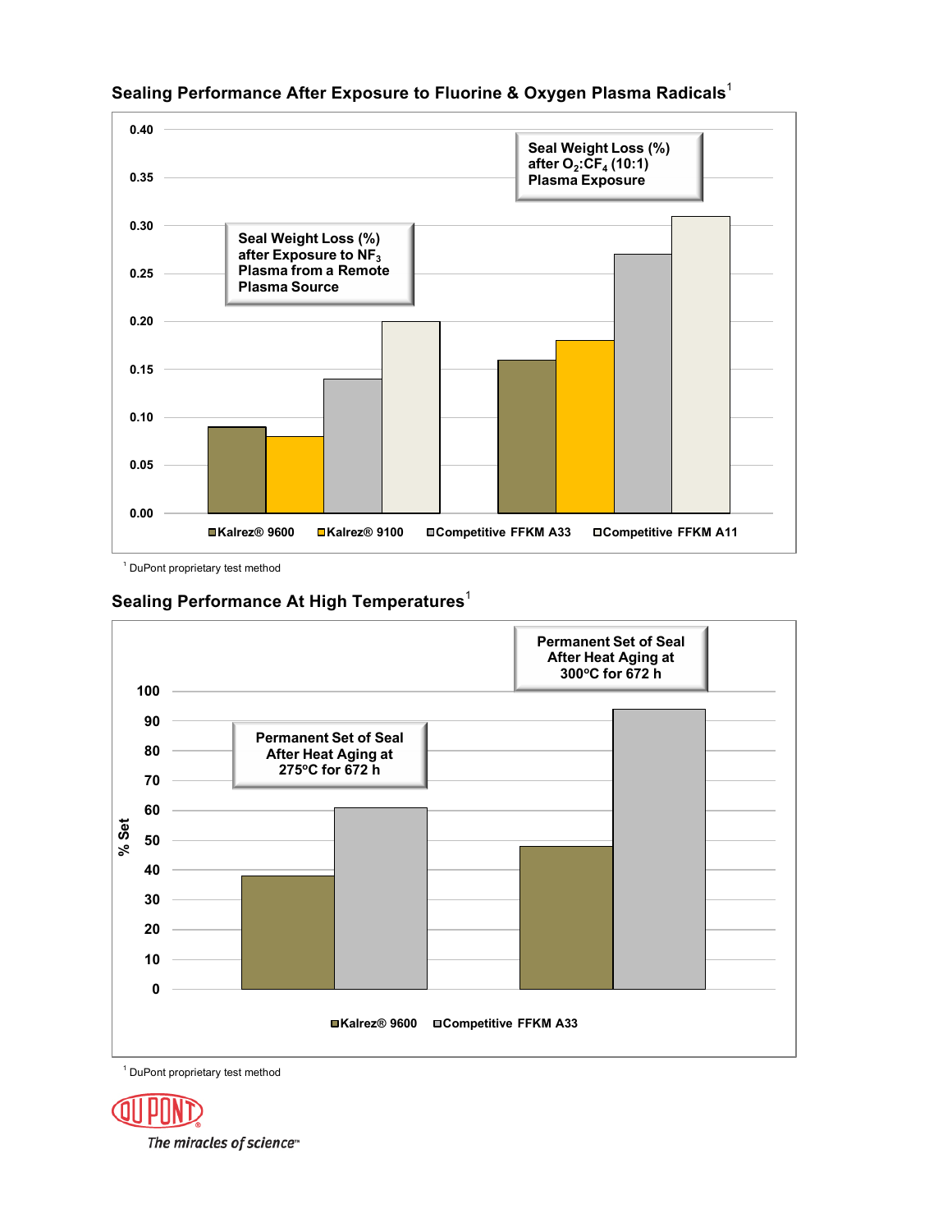## Sealing Performance After Exposure to Fluorine & Oxygen Plasma Radicals[1]

| | Kalrez® 9600 | Kalrez® 9100 | Competitive FFKM A33 | Competitive FFKM A11 |
|---|---|---|---|---|
| Seal Weight Loss (%) after Exposure to $NF_3$ Plasma from a Remote Plasma Source | 0.09 | 0.08 | 0.14 | 0.20 |
| Seal Weight Loss (%) after $O_2$:$CF_4$ (10:1) Plasma Exposure | 0.16 | 0.18 | 0.27 | 0.31 |

[1] DuPont proprietary test method

## Sealing Performance At High Temperatures[1]

| % Set | Kalrez® 9600 | Competitive FFKM A33 |
|---|---|---|
| Permanent Set of Seal After Heat Aging at 275°C for 672 h | 38 | 61 |
| Permanent Set of Seal After Heat Aging at 300°C for 672 h | 48 | 94 |

[1] DuPont proprietary test method

DuPont
*The miracles of science™*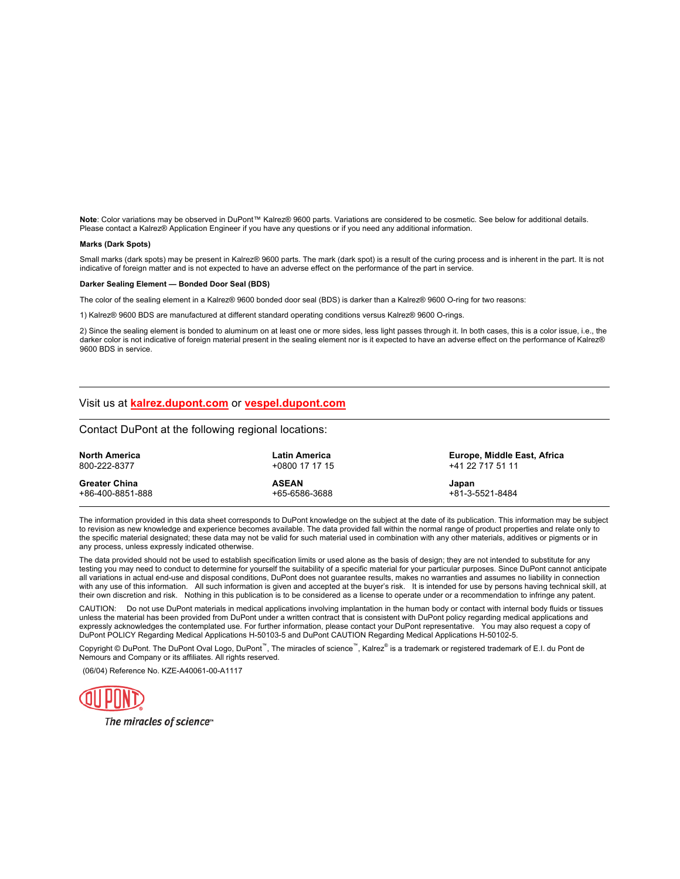**Note**: Color variations may be observed in DuPont™ Kalrez® 9600 parts. Variations are considered to be cosmetic. See below for additional details. Please contact a Kalrez® Application Engineer if you have any questions or if you need any additional information.

**Marks (Dark Spots)**

Small marks (dark spots) may be present in Kalrez® 9600 parts. The mark (dark spot) is a result of the curing process and is inherent in the part. It is not indicative of foreign matter and is not expected to have an adverse effect on the performance of the part in service.

**Darker Sealing Element — Bonded Door Seal (BDS)**

The color of the sealing element in a Kalrez® 9600 bonded door seal (BDS) is darker than a Kalrez® 9600 O-ring for two reasons:

1) Kalrez® 9600 BDS are manufactured at different standard operating conditions versus Kalrez® 9600 O-rings.

2) Since the sealing element is bonded to aluminum on at least one or more sides, less light passes through it. In both cases, this is a color issue, i.e., the darker color is not indicative of foreign material present in the sealing element nor is it expected to have an adverse effect on the performance of Kalrez® 9600 BDS in service.

---

Visit us at **kalrez.dupont.com** or **vespel.dupont.com**

---

Contact DuPont at the following regional locations:

| | | |
|---|---|---|
| **North America**<br>800-222-8377 | **Latin America**<br>+0800 17 17 15 | **Europe, Middle East, Africa**<br>+41 22 717 51 11 |
| **Greater China**<br>+86-400-8851-888 | **ASEAN**<br>+65-6586-3688 | **Japan**<br>+81-3-5521-8484 |

---

The information provided in this data sheet corresponds to DuPont knowledge on the subject at the date of its publication. This information may be subject to revision as new knowledge and experience becomes available. The data provided fall within the normal range of product properties and relate only to the specific material designated; these data may not be valid for such material used in combination with any other materials, additives or pigments or in any process, unless expressly indicated otherwise.

The data provided should not be used to establish specification limits or used alone as the basis of design; they are not intended to substitute for any testing you may need to conduct to determine for yourself the suitability of a specific material for your particular purposes. Since DuPont cannot anticipate all variations in actual end-use and disposal conditions, DuPont does not guarantee results, makes no warranties and assumes no liability in connection with any use of this information. All such information is given and accepted at the buyer's risk. It is intended for use by persons having technical skill, at their own discretion and risk. Nothing in this publication is to be considered as a license to operate under or a recommendation to infringe any patent.

CAUTION: Do not use DuPont materials in medical applications involving implantation in the human body or contact with internal body fluids or tissues unless the material has been provided from DuPont under a written contract that is consistent with DuPont policy regarding medical applications and expressly acknowledges the contemplated use. For further information, please contact your DuPont representative. You may also request a copy of DuPont POLICY Regarding Medical Applications H-50103-5 and DuPont CAUTION Regarding Medical Applications H-50102-5.

Copyright © DuPont. The DuPont Oval Logo, DuPont™, The miracles of science™, Kalrez® is a trademark or registered trademark of E.I. du Pont de Nemours and Company or its affiliates. All rights reserved.

(06/04) Reference No. KZE-A40061-00-A1117

DUPONT

*The miracles of science*™